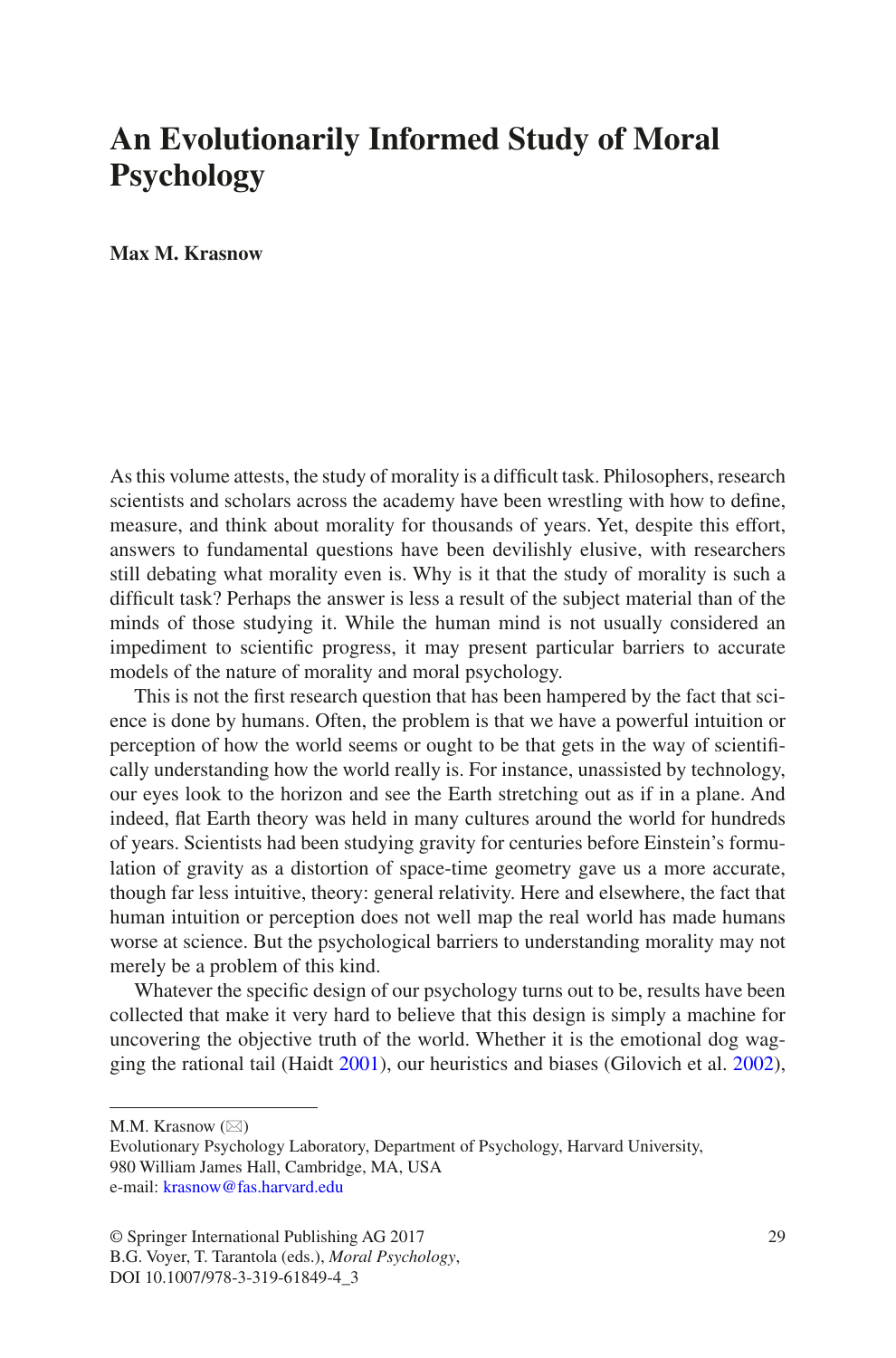# An Evolutionarily Informed Study of Moral Psychology

**Max M. Krasnow**

As this volume attests, the study of morality is a difficult task. Philosophers, research scientists and scholars across the academy have been wrestling with how to define, measure, and think about morality for thousands of years. Yet, despite this effort, answers to fundamental questions have been devilishly elusive, with researchers still debating what morality even is. Why is it that the study of morality is such a difficult task? Perhaps the answer is less a result of the subject material than of the minds of those studying it. While the human mind is not usually considered an impediment to scientific progress, it may present particular barriers to accurate models of the nature of morality and moral psychology.

This is not the first research question that has been hampered by the fact that science is done by humans. Often, the problem is that we have a powerful intuition or perception of how the world seems or ought to be that gets in the way of scientifically understanding how the world really is. For instance, unassisted by technology, our eyes look to the horizon and see the Earth stretching out as if in a plane. And indeed, flat Earth theory was held in many cultures around the world for hundreds of years. Scientists had been studying gravity for centuries before Einstein's formulation of gravity as a distortion of space-time geometry gave us a more accurate, though far less intuitive, theory: general relativity. Here and elsewhere, the fact that human intuition or perception does not well map the real world has made humans worse at science. But the psychological barriers to understanding morality may not merely be a problem of this kind.

Whatever the specific design of our psychology turns out to be, results have been collected that make it very hard to believe that this design is simply a machine for uncovering the objective truth of the world. Whether it is the emotional dog wagging the rational tail (Haidt 2001), our heuristics and biases (Gilovich et al. 2002),

---

M.M. Krasnow (✉)
Evolutionary Psychology Laboratory, Department of Psychology, Harvard University, 980 William James Hall, Cambridge, MA, USA
e-mail: krasnow@fas.harvard.edu

© Springer International Publishing AG 2017
B.G. Voyer, T. Tarantola (eds.), *Moral Psychology*,
DOI 10.1007/978-3-319-61849-4_3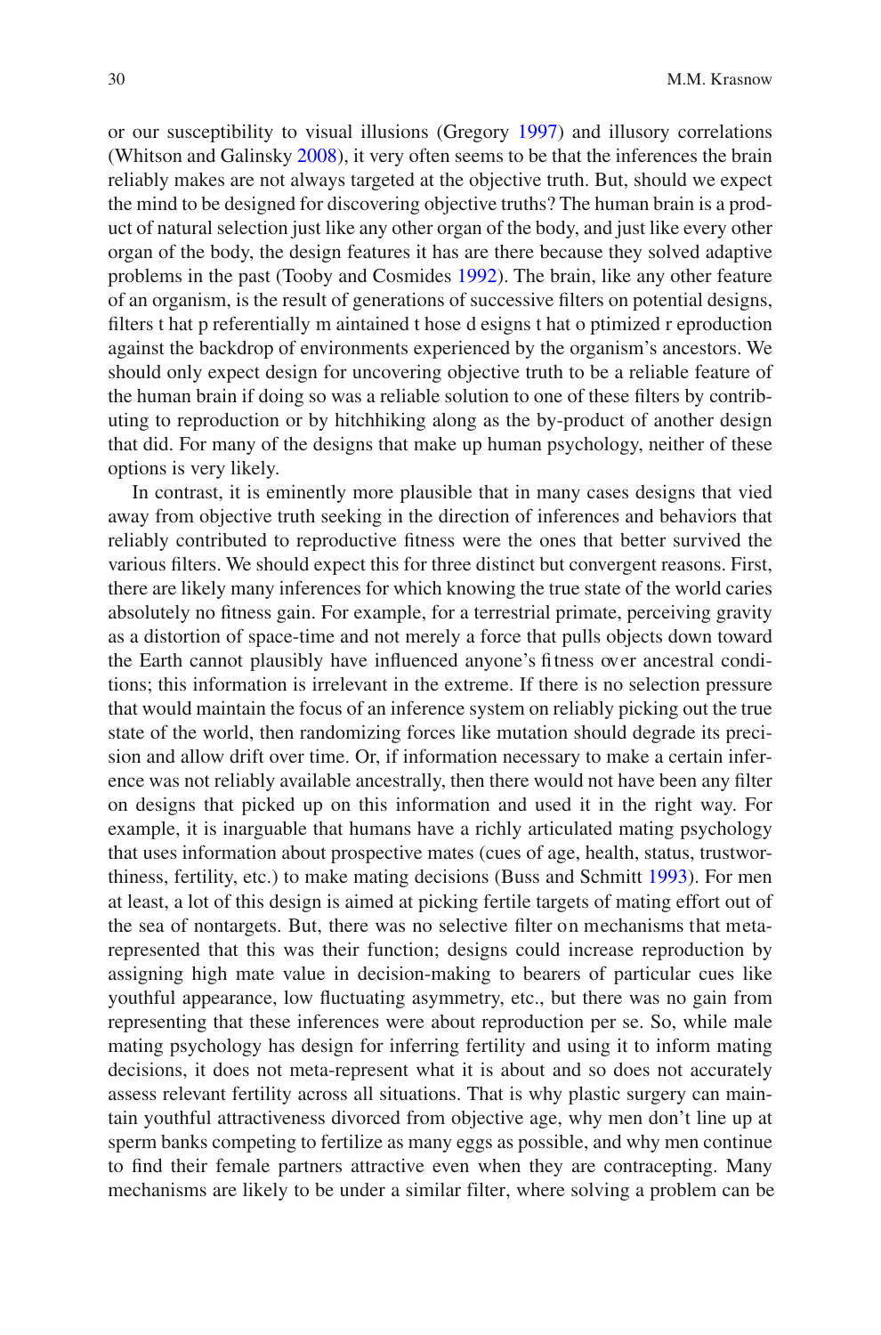or our susceptibility to visual illusions (Gregory 1997) and illusory correlations (Whitson and Galinsky 2008), it very often seems to be that the inferences the brain reliably makes are not always targeted at the objective truth. But, should we expect the mind to be designed for discovering objective truths? The human brain is a product of natural selection just like any other organ of the body, and just like every other organ of the body, the design features it has are there because they solved adaptive problems in the past (Tooby and Cosmides 1992). The brain, like any other feature of an organism, is the result of generations of successive filters on potential designs, filters that preferentially maintained those designs that optimized reproduction against the backdrop of environments experienced by the organism's ancestors. We should only expect design for uncovering objective truth to be a reliable feature of the human brain if doing so was a reliable solution to one of these filters by contributing to reproduction or by hitchhiking along as the by-product of another design that did. For many of the designs that make up human psychology, neither of these options is very likely.

In contrast, it is eminently more plausible that in many cases designs that vied away from objective truth seeking in the direction of inferences and behaviors that reliably contributed to reproductive fitness were the ones that better survived the various filters. We should expect this for three distinct but convergent reasons. First, there are likely many inferences for which knowing the true state of the world caries absolutely no fitness gain. For example, for a terrestrial primate, perceiving gravity as a distortion of space-time and not merely a force that pulls objects down toward the Earth cannot plausibly have influenced anyone's fitness over ancestral conditions; this information is irrelevant in the extreme. If there is no selection pressure that would maintain the focus of an inference system on reliably picking out the true state of the world, then randomizing forces like mutation should degrade its precision and allow drift over time. Or, if information necessary to make a certain inference was not reliably available ancestrally, then there would not have been any filter on designs that picked up on this information and used it in the right way. For example, it is inarguable that humans have a richly articulated mating psychology that uses information about prospective mates (cues of age, health, status, trustworthiness, fertility, etc.) to make mating decisions (Buss and Schmitt 1993). For men at least, a lot of this design is aimed at picking fertile targets of mating effort out of the sea of nontargets. But, there was no selective filter on mechanisms that meta-represented that this was their function; designs could increase reproduction by assigning high mate value in decision-making to bearers of particular cues like youthful appearance, low fluctuating asymmetry, etc., but there was no gain from representing that these inferences were about reproduction per se. So, while male mating psychology has design for inferring fertility and using it to inform mating decisions, it does not meta-represent what it is about and so does not accurately assess relevant fertility across all situations. That is why plastic surgery can maintain youthful attractiveness divorced from objective age, why men don't line up at sperm banks competing to fertilize as many eggs as possible, and why men continue to find their female partners attractive even when they are contracepting. Many mechanisms are likely to be under a similar filter, where solving a problem can be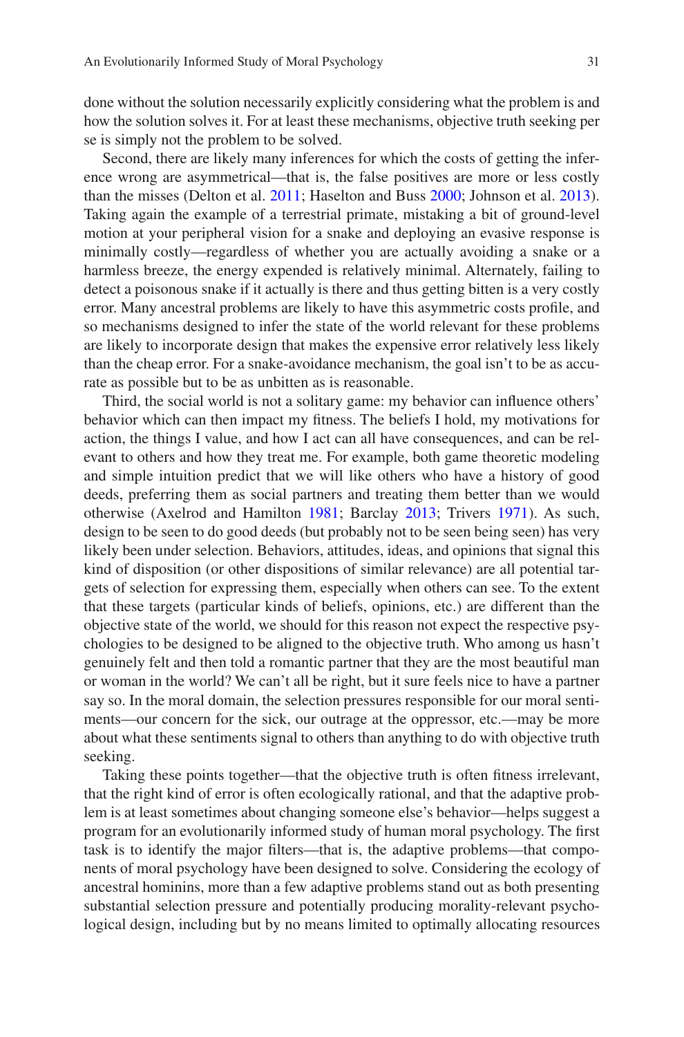done without the solution necessarily explicitly considering what the problem is and how the solution solves it. For at least these mechanisms, objective truth seeking per se is simply not the problem to be solved.

Second, there are likely many inferences for which the costs of getting the inference wrong are asymmetrical—that is, the false positives are more or less costly than the misses (Delton et al. 2011; Haselton and Buss 2000; Johnson et al. 2013). Taking again the example of a terrestrial primate, mistaking a bit of ground-level motion at your peripheral vision for a snake and deploying an evasive response is minimally costly—regardless of whether you are actually avoiding a snake or a harmless breeze, the energy expended is relatively minimal. Alternately, failing to detect a poisonous snake if it actually is there and thus getting bitten is a very costly error. Many ancestral problems are likely to have this asymmetric costs profile, and so mechanisms designed to infer the state of the world relevant for these problems are likely to incorporate design that makes the expensive error relatively less likely than the cheap error. For a snake-avoidance mechanism, the goal isn't to be as accurate as possible but to be as unbitten as is reasonable.

Third, the social world is not a solitary game: my behavior can influence others' behavior which can then impact my fitness. The beliefs I hold, my motivations for action, the things I value, and how I act can all have consequences, and can be relevant to others and how they treat me. For example, both game theoretic modeling and simple intuition predict that we will like others who have a history of good deeds, preferring them as social partners and treating them better than we would otherwise (Axelrod and Hamilton 1981; Barclay 2013; Trivers 1971). As such, design to be seen to do good deeds (but probably not to be seen being seen) has very likely been under selection. Behaviors, attitudes, ideas, and opinions that signal this kind of disposition (or other dispositions of similar relevance) are all potential targets of selection for expressing them, especially when others can see. To the extent that these targets (particular kinds of beliefs, opinions, etc.) are different than the objective state of the world, we should for this reason not expect the respective psychologies to be designed to be aligned to the objective truth. Who among us hasn't genuinely felt and then told a romantic partner that they are the most beautiful man or woman in the world? We can't all be right, but it sure feels nice to have a partner say so. In the moral domain, the selection pressures responsible for our moral sentiments—our concern for the sick, our outrage at the oppressor, etc.—may be more about what these sentiments signal to others than anything to do with objective truth seeking.

Taking these points together—that the objective truth is often fitness irrelevant, that the right kind of error is often ecologically rational, and that the adaptive problem is at least sometimes about changing someone else's behavior—helps suggest a program for an evolutionarily informed study of human moral psychology. The first task is to identify the major filters—that is, the adaptive problems—that components of moral psychology have been designed to solve. Considering the ecology of ancestral hominins, more than a few adaptive problems stand out as both presenting substantial selection pressure and potentially producing morality-relevant psychological design, including but by no means limited to optimally allocating resources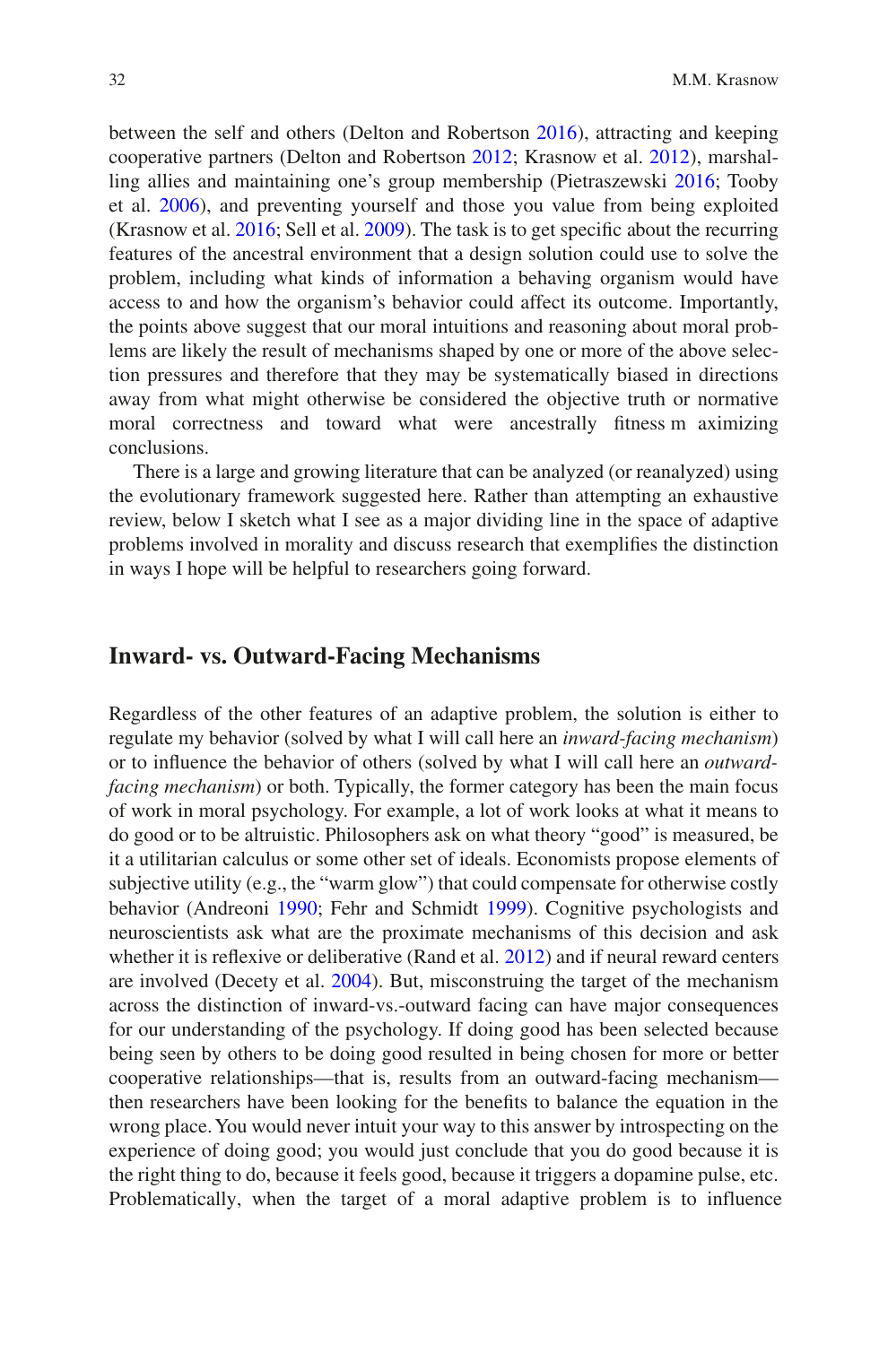between the self and others (Delton and Robertson 2016), attracting and keeping cooperative partners (Delton and Robertson 2012; Krasnow et al. 2012), marshalling allies and maintaining one's group membership (Pietraszewski 2016; Tooby et al. 2006), and preventing yourself and those you value from being exploited (Krasnow et al. 2016; Sell et al. 2009). The task is to get specific about the recurring features of the ancestral environment that a design solution could use to solve the problem, including what kinds of information a behaving organism would have access to and how the organism's behavior could affect its outcome. Importantly, the points above suggest that our moral intuitions and reasoning about moral problems are likely the result of mechanisms shaped by one or more of the above selection pressures and therefore that they may be systematically biased in directions away from what might otherwise be considered the objective truth or normative moral correctness and toward what were ancestrally fitness maximizing conclusions.

There is a large and growing literature that can be analyzed (or reanalyzed) using the evolutionary framework suggested here. Rather than attempting an exhaustive review, below I sketch what I see as a major dividing line in the space of adaptive problems involved in morality and discuss research that exemplifies the distinction in ways I hope will be helpful to researchers going forward.

## Inward- vs. Outward-Facing Mechanisms

Regardless of the other features of an adaptive problem, the solution is either to regulate my behavior (solved by what I will call here an *inward-facing mechanism*) or to influence the behavior of others (solved by what I will call here an *outward-facing mechanism*) or both. Typically, the former category has been the main focus of work in moral psychology. For example, a lot of work looks at what it means to do good or to be altruistic. Philosophers ask on what theory "good" is measured, be it a utilitarian calculus or some other set of ideals. Economists propose elements of subjective utility (e.g., the "warm glow") that could compensate for otherwise costly behavior (Andreoni 1990; Fehr and Schmidt 1999). Cognitive psychologists and neuroscientists ask what are the proximate mechanisms of this decision and ask whether it is reflexive or deliberative (Rand et al. 2012) and if neural reward centers are involved (Decety et al. 2004). But, misconstruing the target of the mechanism across the distinction of inward-vs.-outward facing can have major consequences for our understanding of the psychology. If doing good has been selected because being seen by others to be doing good resulted in being chosen for more or better cooperative relationships—that is, results from an outward-facing mechanism—then researchers have been looking for the benefits to balance the equation in the wrong place. You would never intuit your way to this answer by introspecting on the experience of doing good; you would just conclude that you do good because it is the right thing to do, because it feels good, because it triggers a dopamine pulse, etc. Problematically, when the target of a moral adaptive problem is to influence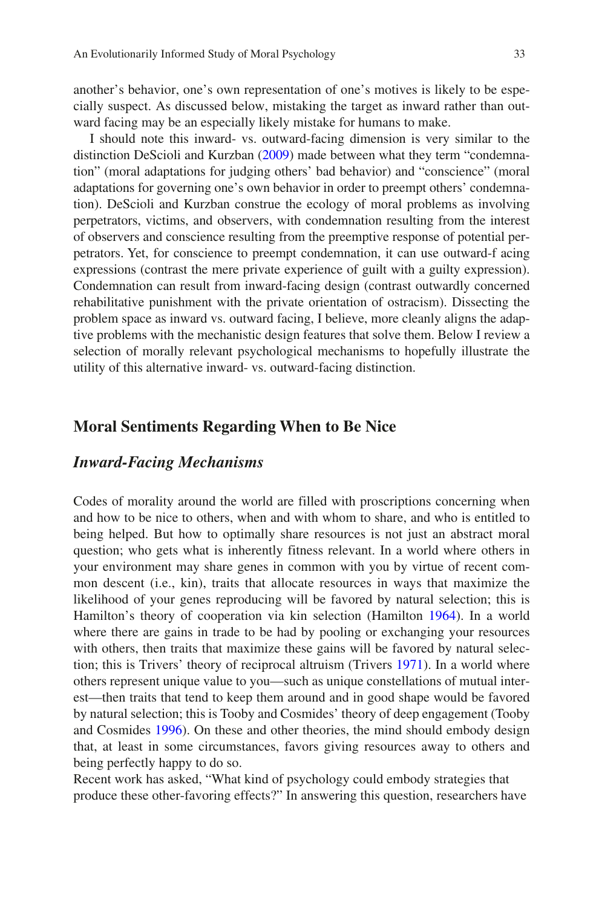another's behavior, one's own representation of one's motives is likely to be especially suspect. As discussed below, mistaking the target as inward rather than outward facing may be an especially likely mistake for humans to make.

I should note this inward- vs. outward-facing dimension is very similar to the distinction DeScioli and Kurzban (2009) made between what they term "condemnation" (moral adaptations for judging others' bad behavior) and "conscience" (moral adaptations for governing one's own behavior in order to preempt others' condemnation). DeScioli and Kurzban construe the ecology of moral problems as involving perpetrators, victims, and observers, with condemnation resulting from the interest of observers and conscience resulting from the preemptive response of potential perpetrators. Yet, for conscience to preempt condemnation, it can use outward-f acing expressions (contrast the mere private experience of guilt with a guilty expression). Condemnation can result from inward-facing design (contrast outwardly concerned rehabilitative punishment with the private orientation of ostracism). Dissecting the problem space as inward vs. outward facing, I believe, more cleanly aligns the adaptive problems with the mechanistic design features that solve them. Below I review a selection of morally relevant psychological mechanisms to hopefully illustrate the utility of this alternative inward- vs. outward-facing distinction.

## Moral Sentiments Regarding When to Be Nice

### *Inward-Facing Mechanisms*

Codes of morality around the world are filled with proscriptions concerning when and how to be nice to others, when and with whom to share, and who is entitled to being helped. But how to optimally share resources is not just an abstract moral question; who gets what is inherently fitness relevant. In a world where others in your environment may share genes in common with you by virtue of recent common descent (i.e., kin), traits that allocate resources in ways that maximize the likelihood of your genes reproducing will be favored by natural selection; this is Hamilton's theory of cooperation via kin selection (Hamilton 1964). In a world where there are gains in trade to be had by pooling or exchanging your resources with others, then traits that maximize these gains will be favored by natural selection; this is Trivers' theory of reciprocal altruism (Trivers 1971). In a world where others represent unique value to you—such as unique constellations of mutual interest—then traits that tend to keep them around and in good shape would be favored by natural selection; this is Tooby and Cosmides' theory of deep engagement (Tooby and Cosmides 1996). On these and other theories, the mind should embody design that, at least in some circumstances, favors giving resources away to others and being perfectly happy to do so.

Recent work has asked, "What kind of psychology could embody strategies that produce these other-favoring effects?" In answering this question, researchers have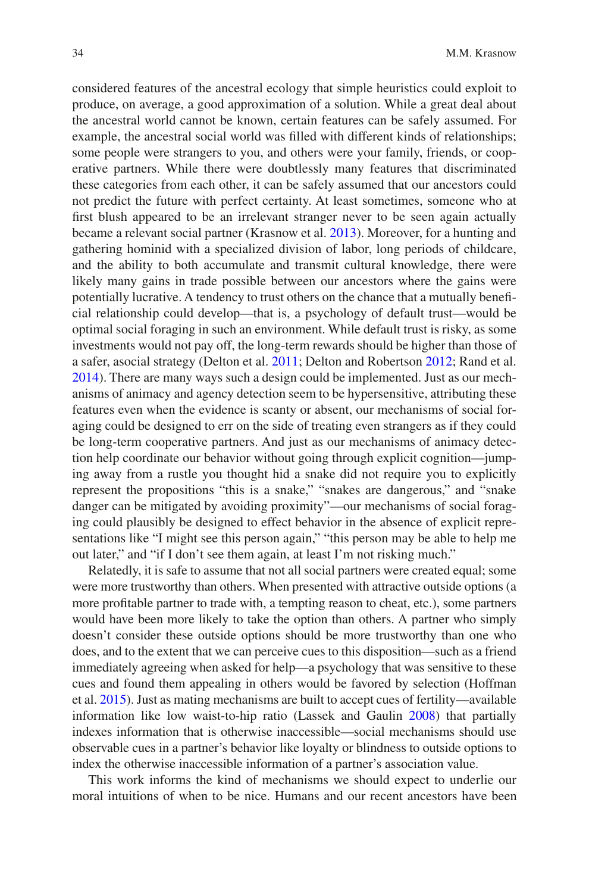considered features of the ancestral ecology that simple heuristics could exploit to produce, on average, a good approximation of a solution. While a great deal about the ancestral world cannot be known, certain features can be safely assumed. For example, the ancestral social world was filled with different kinds of relationships; some people were strangers to you, and others were your family, friends, or cooperative partners. While there were doubtlessly many features that discriminated these categories from each other, it can be safely assumed that our ancestors could not predict the future with perfect certainty. At least sometimes, someone who at first blush appeared to be an irrelevant stranger never to be seen again actually became a relevant social partner (Krasnow et al. 2013). Moreover, for a hunting and gathering hominid with a specialized division of labor, long periods of childcare, and the ability to both accumulate and transmit cultural knowledge, there were likely many gains in trade possible between our ancestors where the gains were potentially lucrative. A tendency to trust others on the chance that a mutually beneficial relationship could develop—that is, a psychology of default trust—would be optimal social foraging in such an environment. While default trust is risky, as some investments would not pay off, the long-term rewards should be higher than those of a safer, asocial strategy (Delton et al. 2011; Delton and Robertson 2012; Rand et al. 2014). There are many ways such a design could be implemented. Just as our mechanisms of animacy and agency detection seem to be hypersensitive, attributing these features even when the evidence is scanty or absent, our mechanisms of social foraging could be designed to err on the side of treating even strangers as if they could be long-term cooperative partners. And just as our mechanisms of animacy detection help coordinate our behavior without going through explicit cognition—jumping away from a rustle you thought hid a snake did not require you to explicitly represent the propositions "this is a snake," "snakes are dangerous," and "snake danger can be mitigated by avoiding proximity"—our mechanisms of social foraging could plausibly be designed to effect behavior in the absence of explicit representations like "I might see this person again," "this person may be able to help me out later," and "if I don't see them again, at least I'm not risking much."

Relatedly, it is safe to assume that not all social partners were created equal; some were more trustworthy than others. When presented with attractive outside options (a more profitable partner to trade with, a tempting reason to cheat, etc.), some partners would have been more likely to take the option than others. A partner who simply doesn't consider these outside options should be more trustworthy than one who does, and to the extent that we can perceive cues to this disposition—such as a friend immediately agreeing when asked for help—a psychology that was sensitive to these cues and found them appealing in others would be favored by selection (Hoffman et al. 2015). Just as mating mechanisms are built to accept cues of fertility—available information like low waist-to-hip ratio (Lassek and Gaulin 2008) that partially indexes information that is otherwise inaccessible—social mechanisms should use observable cues in a partner's behavior like loyalty or blindness to outside options to index the otherwise inaccessible information of a partner's association value.

This work informs the kind of mechanisms we should expect to underlie our moral intuitions of when to be nice. Humans and our recent ancestors have been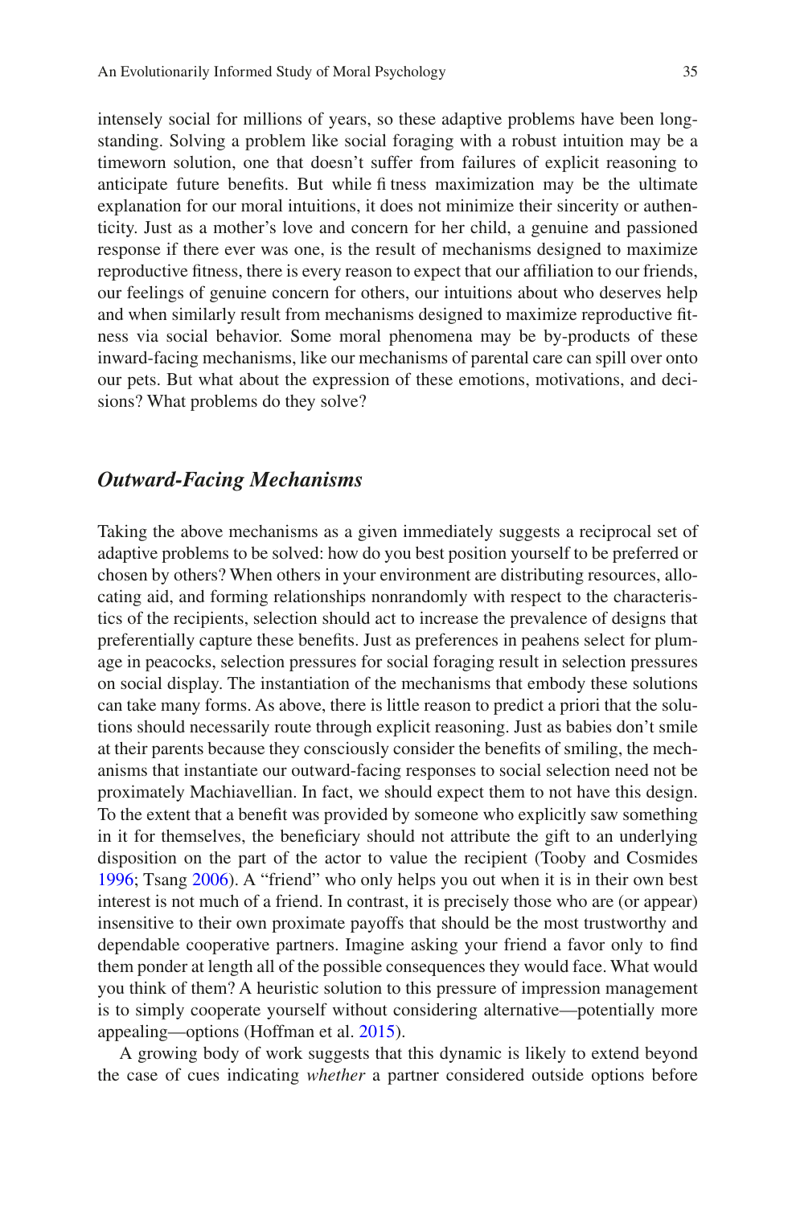intensely social for millions of years, so these adaptive problems have been long-standing. Solving a problem like social foraging with a robust intuition may be a timeworn solution, one that doesn't suffer from failures of explicit reasoning to anticipate future benefits. But while fitness maximization may be the ultimate explanation for our moral intuitions, it does not minimize their sincerity or authenticity. Just as a mother's love and concern for her child, a genuine and passioned response if there ever was one, is the result of mechanisms designed to maximize reproductive fitness, there is every reason to expect that our affiliation to our friends, our feelings of genuine concern for others, our intuitions about who deserves help and when similarly result from mechanisms designed to maximize reproductive fitness via social behavior. Some moral phenomena may be by-products of these inward-facing mechanisms, like our mechanisms of parental care can spill over onto our pets. But what about the expression of these emotions, motivations, and decisions? What problems do they solve?

### *Outward-Facing Mechanisms*

Taking the above mechanisms as a given immediately suggests a reciprocal set of adaptive problems to be solved: how do you best position yourself to be preferred or chosen by others? When others in your environment are distributing resources, allocating aid, and forming relationships nonrandomly with respect to the characteristics of the recipients, selection should act to increase the prevalence of designs that preferentially capture these benefits. Just as preferences in peahens select for plumage in peacocks, selection pressures for social foraging result in selection pressures on social display. The instantiation of the mechanisms that embody these solutions can take many forms. As above, there is little reason to predict a priori that the solutions should necessarily route through explicit reasoning. Just as babies don't smile at their parents because they consciously consider the benefits of smiling, the mechanisms that instantiate our outward-facing responses to social selection need not be proximately Machiavellian. In fact, we should expect them to not have this design. To the extent that a benefit was provided by someone who explicitly saw something in it for themselves, the beneficiary should not attribute the gift to an underlying disposition on the part of the actor to value the recipient (Tooby and Cosmides 1996; Tsang 2006). A "friend" who only helps you out when it is in their own best interest is not much of a friend. In contrast, it is precisely those who are (or appear) insensitive to their own proximate payoffs that should be the most trustworthy and dependable cooperative partners. Imagine asking your friend a favor only to find them ponder at length all of the possible consequences they would face. What would you think of them? A heuristic solution to this pressure of impression management is to simply cooperate yourself without considering alternative—potentially more appealing—options (Hoffman et al. 2015).

A growing body of work suggests that this dynamic is likely to extend beyond the case of cues indicating *whether* a partner considered outside options before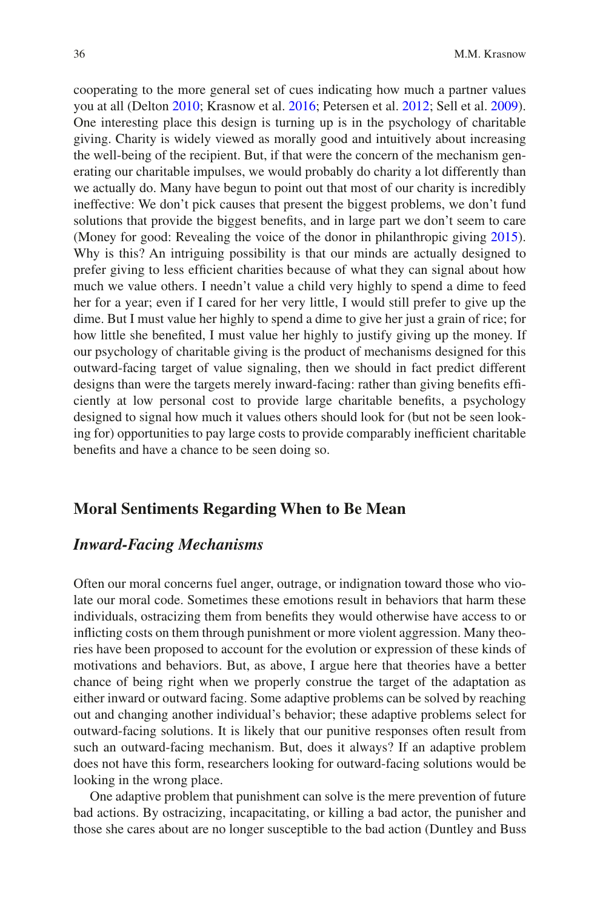cooperating to the more general set of cues indicating how much a partner values you at all (Delton 2010; Krasnow et al. 2016; Petersen et al. 2012; Sell et al. 2009). One interesting place this design is turning up is in the psychology of charitable giving. Charity is widely viewed as morally good and intuitively about increasing the well-being of the recipient. But, if that were the concern of the mechanism generating our charitable impulses, we would probably do charity a lot differently than we actually do. Many have begun to point out that most of our charity is incredibly ineffective: We don't pick causes that present the biggest problems, we don't fund solutions that provide the biggest benefits, and in large part we don't seem to care (Money for good: Revealing the voice of the donor in philanthropic giving 2015). Why is this? An intriguing possibility is that our minds are actually designed to prefer giving to less efficient charities because of what they can signal about how much we value others. I needn't value a child very highly to spend a dime to feed her for a year; even if I cared for her very little, I would still prefer to give up the dime. But I must value her highly to spend a dime to give her just a grain of rice; for how little she benefited, I must value her highly to justify giving up the money. If our psychology of charitable giving is the product of mechanisms designed for this outward-facing target of value signaling, then we should in fact predict different designs than were the targets merely inward-facing: rather than giving benefits efficiently at low personal cost to provide large charitable benefits, a psychology designed to signal how much it values others should look for (but not be seen looking for) opportunities to pay large costs to provide comparably inefficient charitable benefits and have a chance to be seen doing so.

## Moral Sentiments Regarding When to Be Mean

### *Inward-Facing Mechanisms*

Often our moral concerns fuel anger, outrage, or indignation toward those who violate our moral code. Sometimes these emotions result in behaviors that harm these individuals, ostracizing them from benefits they would otherwise have access to or inflicting costs on them through punishment or more violent aggression. Many theories have been proposed to account for the evolution or expression of these kinds of motivations and behaviors. But, as above, I argue here that theories have a better chance of being right when we properly construe the target of the adaptation as either inward or outward facing. Some adaptive problems can be solved by reaching out and changing another individual's behavior; these adaptive problems select for outward-facing solutions. It is likely that our punitive responses often result from such an outward-facing mechanism. But, does it always? If an adaptive problem does not have this form, researchers looking for outward-facing solutions would be looking in the wrong place.

One adaptive problem that punishment can solve is the mere prevention of future bad actions. By ostracizing, incapacitating, or killing a bad actor, the punisher and those she cares about are no longer susceptible to the bad action (Duntley and Buss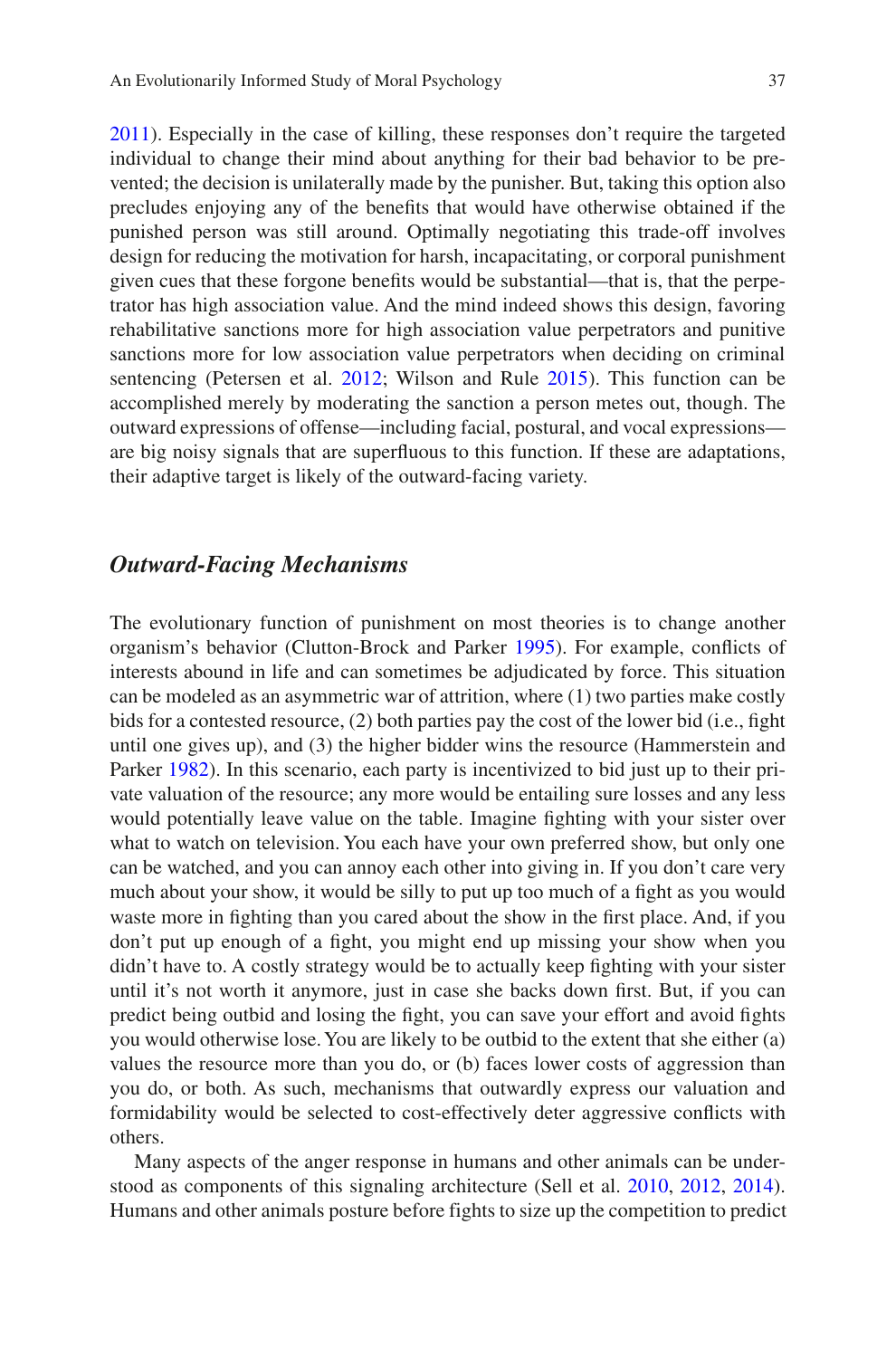2011). Especially in the case of killing, these responses don't require the targeted individual to change their mind about anything for their bad behavior to be prevented; the decision is unilaterally made by the punisher. But, taking this option also precludes enjoying any of the benefits that would have otherwise obtained if the punished person was still around. Optimally negotiating this trade-off involves design for reducing the motivation for harsh, incapacitating, or corporal punishment given cues that these forgone benefits would be substantial—that is, that the perpetrator has high association value. And the mind indeed shows this design, favoring rehabilitative sanctions more for high association value perpetrators and punitive sanctions more for low association value perpetrators when deciding on criminal sentencing (Petersen et al. 2012; Wilson and Rule 2015). This function can be accomplished merely by moderating the sanction a person metes out, though. The outward expressions of offense—including facial, postural, and vocal expressions—are big noisy signals that are superfluous to this function. If these are adaptations, their adaptive target is likely of the outward-facing variety.

### *Outward-Facing Mechanisms*

The evolutionary function of punishment on most theories is to change another organism's behavior (Clutton-Brock and Parker 1995). For example, conflicts of interests abound in life and can sometimes be adjudicated by force. This situation can be modeled as an asymmetric war of attrition, where (1) two parties make costly bids for a contested resource, (2) both parties pay the cost of the lower bid (i.e., fight until one gives up), and (3) the higher bidder wins the resource (Hammerstein and Parker 1982). In this scenario, each party is incentivized to bid just up to their private valuation of the resource; any more would be entailing sure losses and any less would potentially leave value on the table. Imagine fighting with your sister over what to watch on television. You each have your own preferred show, but only one can be watched, and you can annoy each other into giving in. If you don't care very much about your show, it would be silly to put up too much of a fight as you would waste more in fighting than you cared about the show in the first place. And, if you don't put up enough of a fight, you might end up missing your show when you didn't have to. A costly strategy would be to actually keep fighting with your sister until it's not worth it anymore, just in case she backs down first. But, if you can predict being outbid and losing the fight, you can save your effort and avoid fights you would otherwise lose. You are likely to be outbid to the extent that she either (a) values the resource more than you do, or (b) faces lower costs of aggression than you do, or both. As such, mechanisms that outwardly express our valuation and formidability would be selected to cost-effectively deter aggressive conflicts with others.

Many aspects of the anger response in humans and other animals can be understood as components of this signaling architecture (Sell et al. 2010, 2012, 2014). Humans and other animals posture before fights to size up the competition to predict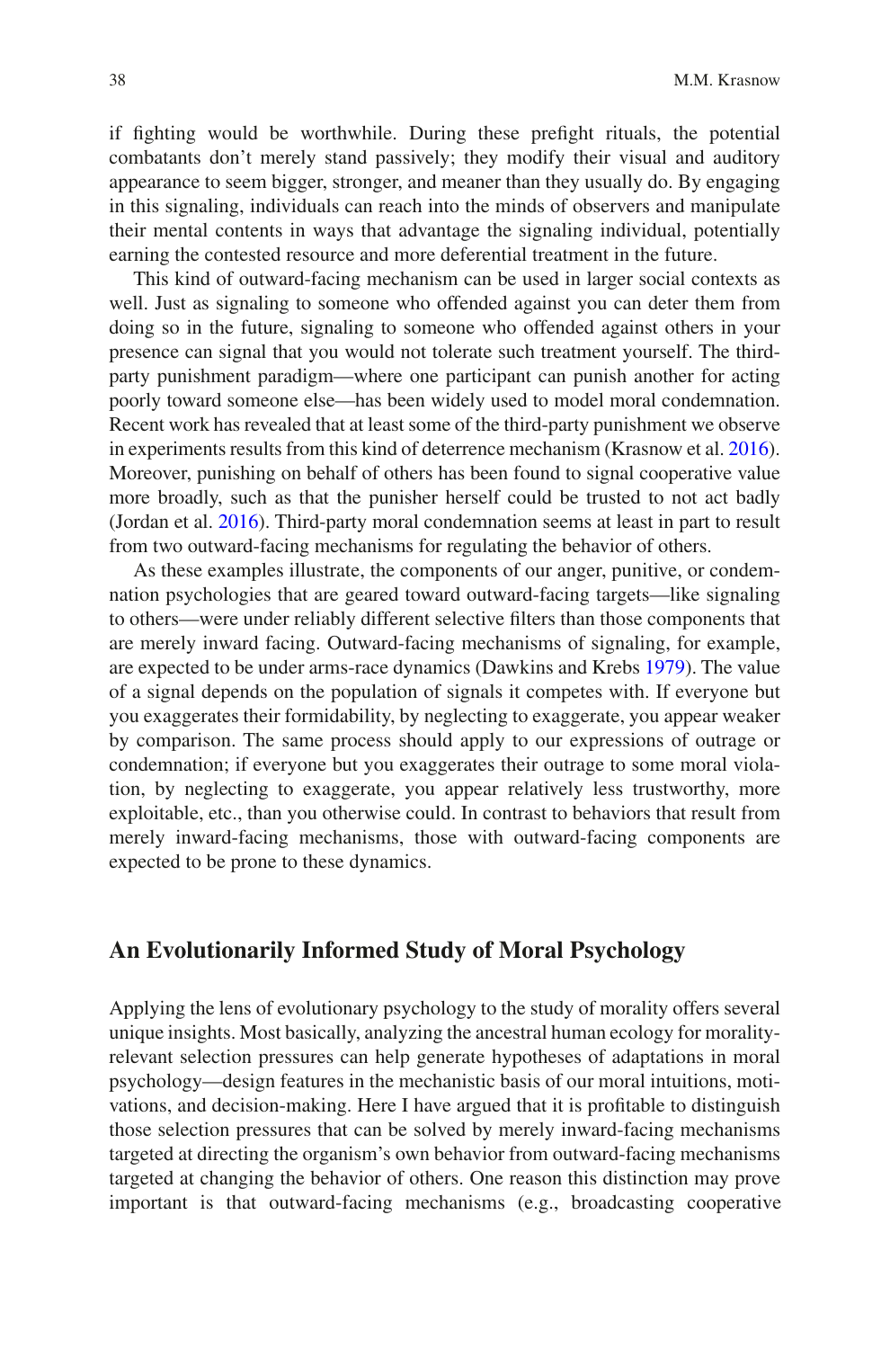if fighting would be worthwhile. During these prefight rituals, the potential combatants don't merely stand passively; they modify their visual and auditory appearance to seem bigger, stronger, and meaner than they usually do. By engaging in this signaling, individuals can reach into the minds of observers and manipulate their mental contents in ways that advantage the signaling individual, potentially earning the contested resource and more deferential treatment in the future.

This kind of outward-facing mechanism can be used in larger social contexts as well. Just as signaling to someone who offended against you can deter them from doing so in the future, signaling to someone who offended against others in your presence can signal that you would not tolerate such treatment yourself. The third-party punishment paradigm—where one participant can punish another for acting poorly toward someone else—has been widely used to model moral condemnation. Recent work has revealed that at least some of the third-party punishment we observe in experiments results from this kind of deterrence mechanism (Krasnow et al. 2016). Moreover, punishing on behalf of others has been found to signal cooperative value more broadly, such as that the punisher herself could be trusted to not act badly (Jordan et al. 2016). Third-party moral condemnation seems at least in part to result from two outward-facing mechanisms for regulating the behavior of others.

As these examples illustrate, the components of our anger, punitive, or condemnation psychologies that are geared toward outward-facing targets—like signaling to others—were under reliably different selective filters than those components that are merely inward facing. Outward-facing mechanisms of signaling, for example, are expected to be under arms-race dynamics (Dawkins and Krebs 1979). The value of a signal depends on the population of signals it competes with. If everyone but you exaggerates their formidability, by neglecting to exaggerate, you appear weaker by comparison. The same process should apply to our expressions of outrage or condemnation; if everyone but you exaggerates their outrage to some moral violation, by neglecting to exaggerate, you appear relatively less trustworthy, more exploitable, etc., than you otherwise could. In contrast to behaviors that result from merely inward-facing mechanisms, those with outward-facing components are expected to be prone to these dynamics.

## An Evolutionarily Informed Study of Moral Psychology

Applying the lens of evolutionary psychology to the study of morality offers several unique insights. Most basically, analyzing the ancestral human ecology for morality-relevant selection pressures can help generate hypotheses of adaptations in moral psychology—design features in the mechanistic basis of our moral intuitions, motivations, and decision-making. Here I have argued that it is profitable to distinguish those selection pressures that can be solved by merely inward-facing mechanisms targeted at directing the organism's own behavior from outward-facing mechanisms targeted at changing the behavior of others. One reason this distinction may prove important is that outward-facing mechanisms (e.g., broadcasting cooperative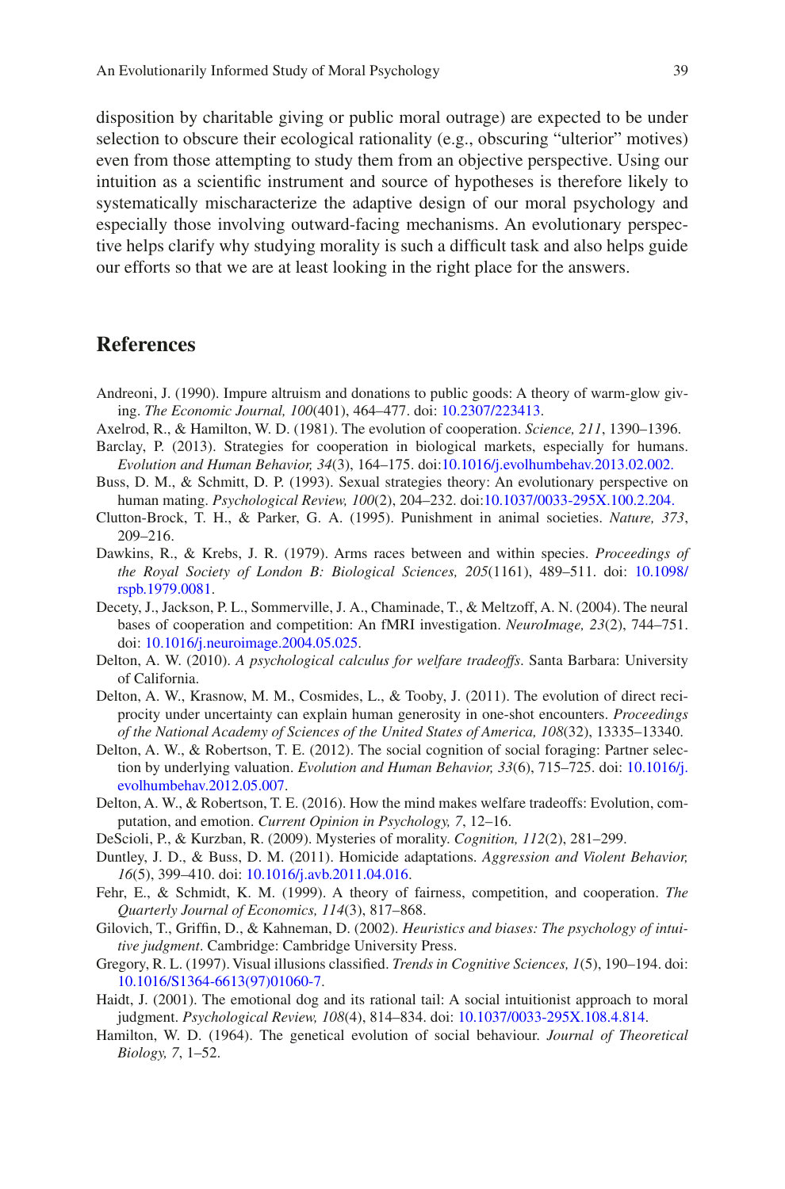disposition by charitable giving or public moral outrage) are expected to be under selection to obscure their ecological rationality (e.g., obscuring "ulterior" motives) even from those attempting to study them from an objective perspective. Using our intuition as a scientific instrument and source of hypotheses is therefore likely to systematically mischaracterize the adaptive design of our moral psychology and especially those involving outward-facing mechanisms. An evolutionary perspective helps clarify why studying morality is such a difficult task and also helps guide our efforts so that we are at least looking in the right place for the answers.

## References

Andreoni, J. (1990). Impure altruism and donations to public goods: A theory of warm-glow giving. *The Economic Journal, 100*(401), 464–477. doi: 10.2307/223413.

Axelrod, R., & Hamilton, W. D. (1981). The evolution of cooperation. *Science, 211*, 1390–1396.

Barclay, P. (2013). Strategies for cooperation in biological markets, especially for humans. *Evolution and Human Behavior, 34*(3), 164–175. doi:10.1016/j.evolhumbehav.2013.02.002.

Buss, D. M., & Schmitt, D. P. (1993). Sexual strategies theory: An evolutionary perspective on human mating. *Psychological Review, 100*(2), 204–232. doi:10.1037/0033-295X.100.2.204.

Clutton-Brock, T. H., & Parker, G. A. (1995). Punishment in animal societies. *Nature, 373*, 209–216.

Dawkins, R., & Krebs, J. R. (1979). Arms races between and within species. *Proceedings of the Royal Society of London B: Biological Sciences, 205*(1161), 489–511. doi: 10.1098/rspb.1979.0081.

Decety, J., Jackson, P. L., Sommerville, J. A., Chaminade, T., & Meltzoff, A. N. (2004). The neural bases of cooperation and competition: An fMRI investigation. *NeuroImage, 23*(2), 744–751. doi: 10.1016/j.neuroimage.2004.05.025.

Delton, A. W. (2010). *A psychological calculus for welfare tradeoffs*. Santa Barbara: University of California.

Delton, A. W., Krasnow, M. M., Cosmides, L., & Tooby, J. (2011). The evolution of direct reciprocity under uncertainty can explain human generosity in one-shot encounters. *Proceedings of the National Academy of Sciences of the United States of America, 108*(32), 13335–13340.

Delton, A. W., & Robertson, T. E. (2012). The social cognition of social foraging: Partner selection by underlying valuation. *Evolution and Human Behavior, 33*(6), 715–725. doi: 10.1016/j.evolhumbehav.2012.05.007.

Delton, A. W., & Robertson, T. E. (2016). How the mind makes welfare tradeoffs: Evolution, computation, and emotion. *Current Opinion in Psychology, 7*, 12–16.

DeScioli, P., & Kurzban, R. (2009). Mysteries of morality. *Cognition, 112*(2), 281–299.

Duntley, J. D., & Buss, D. M. (2011). Homicide adaptations. *Aggression and Violent Behavior, 16*(5), 399–410. doi: 10.1016/j.avb.2011.04.016.

Fehr, E., & Schmidt, K. M. (1999). A theory of fairness, competition, and cooperation. *The Quarterly Journal of Economics, 114*(3), 817–868.

Gilovich, T., Griffin, D., & Kahneman, D. (2002). *Heuristics and biases: The psychology of intuitive judgment*. Cambridge: Cambridge University Press.

Gregory, R. L. (1997). Visual illusions classified. *Trends in Cognitive Sciences, 1*(5), 190–194. doi: 10.1016/S1364-6613(97)01060-7.

Haidt, J. (2001). The emotional dog and its rational tail: A social intuitionist approach to moral judgment. *Psychological Review, 108*(4), 814–834. doi: 10.1037/0033-295X.108.4.814.

Hamilton, W. D. (1964). The genetical evolution of social behaviour. *Journal of Theoretical Biology, 7*, 1–52.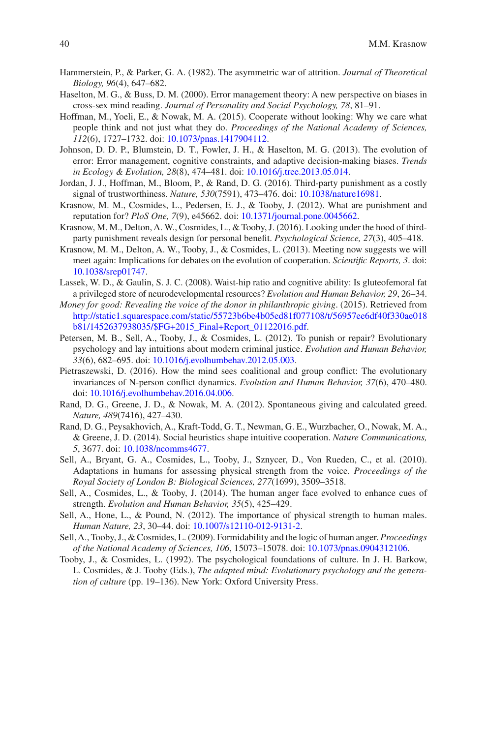Hammerstein, P., & Parker, G. A. (1982). The asymmetric war of attrition. *Journal of Theoretical Biology, 96*(4), 647–682.

Haselton, M. G., & Buss, D. M. (2000). Error management theory: A new perspective on biases in cross-sex mind reading. *Journal of Personality and Social Psychology, 78*, 81–91.

Hoffman, M., Yoeli, E., & Nowak, M. A. (2015). Cooperate without looking: Why we care what people think and not just what they do. *Proceedings of the National Academy of Sciences, 112*(6), 1727–1732. doi: 10.1073/pnas.1417904112.

Johnson, D. D. P., Blumstein, D. T., Fowler, J. H., & Haselton, M. G. (2013). The evolution of error: Error management, cognitive constraints, and adaptive decision-making biases. *Trends in Ecology & Evolution, 28*(8), 474–481. doi: 10.1016/j.tree.2013.05.014.

Jordan, J. J., Hoffman, M., Bloom, P., & Rand, D. G. (2016). Third-party punishment as a costly signal of trustworthiness. *Nature, 530*(7591), 473–476. doi: 10.1038/nature16981.

Krasnow, M. M., Cosmides, L., Pedersen, E. J., & Tooby, J. (2012). What are punishment and reputation for? *PloS One, 7*(9), e45662. doi: 10.1371/journal.pone.0045662.

Krasnow, M. M., Delton, A. W., Cosmides, L., & Tooby, J. (2016). Looking under the hood of third-party punishment reveals design for personal benefit. *Psychological Science, 27*(3), 405–418.

Krasnow, M. M., Delton, A. W., Tooby, J., & Cosmides, L. (2013). Meeting now suggests we will meet again: Implications for debates on the evolution of cooperation. *Scientific Reports, 3*. doi: 10.1038/srep01747.

Lassek, W. D., & Gaulin, S. J. C. (2008). Waist-hip ratio and cognitive ability: Is gluteofemoral fat a privileged store of neurodevelopmental resources? *Evolution and Human Behavior, 29*, 26–34.

*Money for good: Revealing the voice of the donor in philanthropic giving*. (2015). Retrieved from http://static1.squarespace.com/static/55723b6be4b05ed81f077108/t/56957ee6df40f330ae018b81/1452637938035/$FG+2015_Final+Report_01122016.pdf.

Petersen, M. B., Sell, A., Tooby, J., & Cosmides, L. (2012). To punish or repair? Evolutionary psychology and lay intuitions about modern criminal justice. *Evolution and Human Behavior, 33*(6), 682–695. doi: 10.1016/j.evolhumbehav.2012.05.003.

Pietraszewski, D. (2016). How the mind sees coalitional and group conflict: The evolutionary invariances of N-person conflict dynamics. *Evolution and Human Behavior, 37*(6), 470–480. doi: 10.1016/j.evolhumbehav.2016.04.006.

Rand, D. G., Greene, J. D., & Nowak, M. A. (2012). Spontaneous giving and calculated greed. *Nature, 489*(7416), 427–430.

Rand, D. G., Peysakhovich, A., Kraft-Todd, G. T., Newman, G. E., Wurzbacher, O., Nowak, M. A., & Greene, J. D. (2014). Social heuristics shape intuitive cooperation. *Nature Communications, 5*, 3677. doi: 10.1038/ncomms4677.

Sell, A., Bryant, G. A., Cosmides, L., Tooby, J., Sznycer, D., Von Rueden, C., et al. (2010). Adaptations in humans for assessing physical strength from the voice. *Proceedings of the Royal Society of London B: Biological Sciences, 277*(1699), 3509–3518.

Sell, A., Cosmides, L., & Tooby, J. (2014). The human anger face evolved to enhance cues of strength. *Evolution and Human Behavior, 35*(5), 425–429.

Sell, A., Hone, L., & Pound, N. (2012). The importance of physical strength to human males. *Human Nature, 23*, 30–44. doi: 10.1007/s12110-012-9131-2.

Sell, A., Tooby, J., & Cosmides, L. (2009). Formidability and the logic of human anger. *Proceedings of the National Academy of Sciences, 106*, 15073–15078. doi: 10.1073/pnas.0904312106.

Tooby, J., & Cosmides, L. (1992). The psychological foundations of culture. In J. H. Barkow, L. Cosmides, & J. Tooby (Eds.), *The adapted mind: Evolutionary psychology and the generation of culture* (pp. 19–136). New York: Oxford University Press.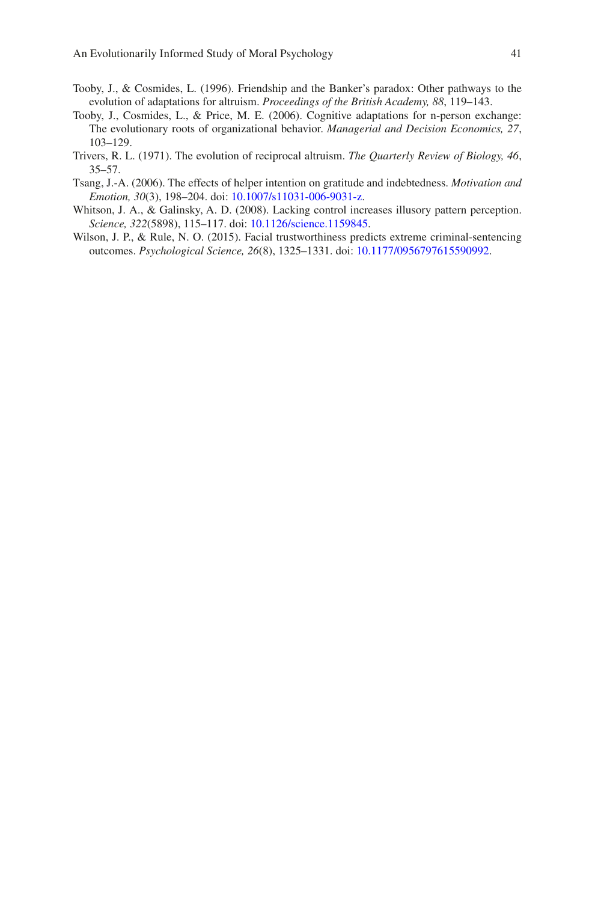Tooby, J., & Cosmides, L. (1996). Friendship and the Banker's paradox: Other pathways to the evolution of adaptations for altruism. *Proceedings of the British Academy, 88*, 119–143.

Tooby, J., Cosmides, L., & Price, M. E. (2006). Cognitive adaptations for n-person exchange: The evolutionary roots of organizational behavior. *Managerial and Decision Economics, 27*, 103–129.

Trivers, R. L. (1971). The evolution of reciprocal altruism. *The Quarterly Review of Biology, 46*, 35–57.

Tsang, J.-A. (2006). The effects of helper intention on gratitude and indebtedness. *Motivation and Emotion, 30*(3), 198–204. doi: 10.1007/s11031-006-9031-z.

Whitson, J. A., & Galinsky, A. D. (2008). Lacking control increases illusory pattern perception. *Science, 322*(5898), 115–117. doi: 10.1126/science.1159845.

Wilson, J. P., & Rule, N. O. (2015). Facial trustworthiness predicts extreme criminal-sentencing outcomes. *Psychological Science, 26*(8), 1325–1331. doi: 10.1177/0956797615590992.